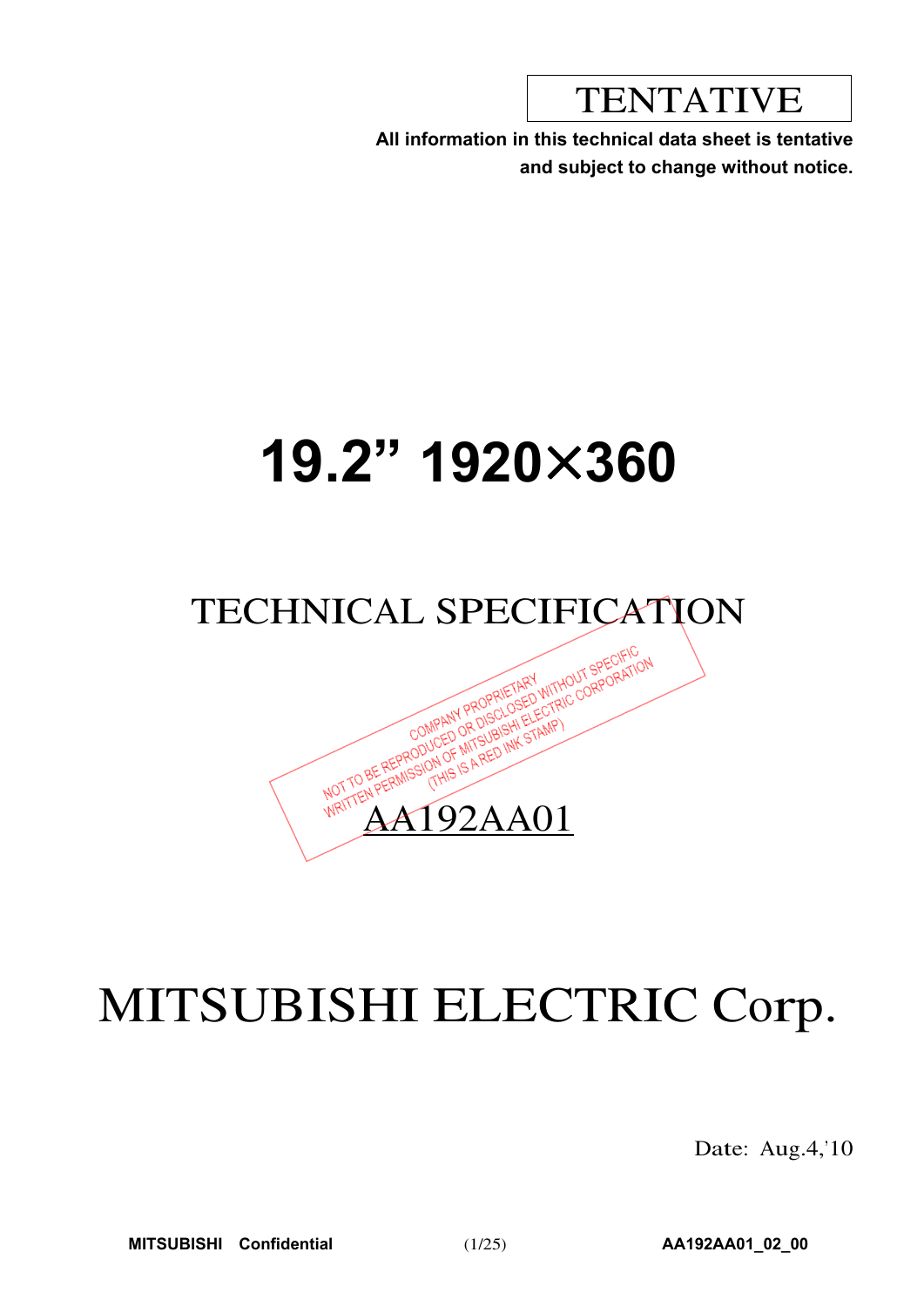TENTATIVE

**All information in this technical data sheet is tentative and subject to change without notice.**

# 19.2" 1920×360

## TECHNICAL SPECIFICATION

COMPANY PROPRIETARY
NOT TO BE REPRODUCED OR DISCLOSED WITHOUT SPECIFIC
WRITTEN PERMISSION OF MITSUBISHI ELECTRIC CORPORATION
(THIS IS A RED INK STAMP)

AA192AA01

# MITSUBISHI ELECTRIC Corp.

Date: Aug.4,'10

**MITSUBISHI Confidential**

**AA192AA01_02_00**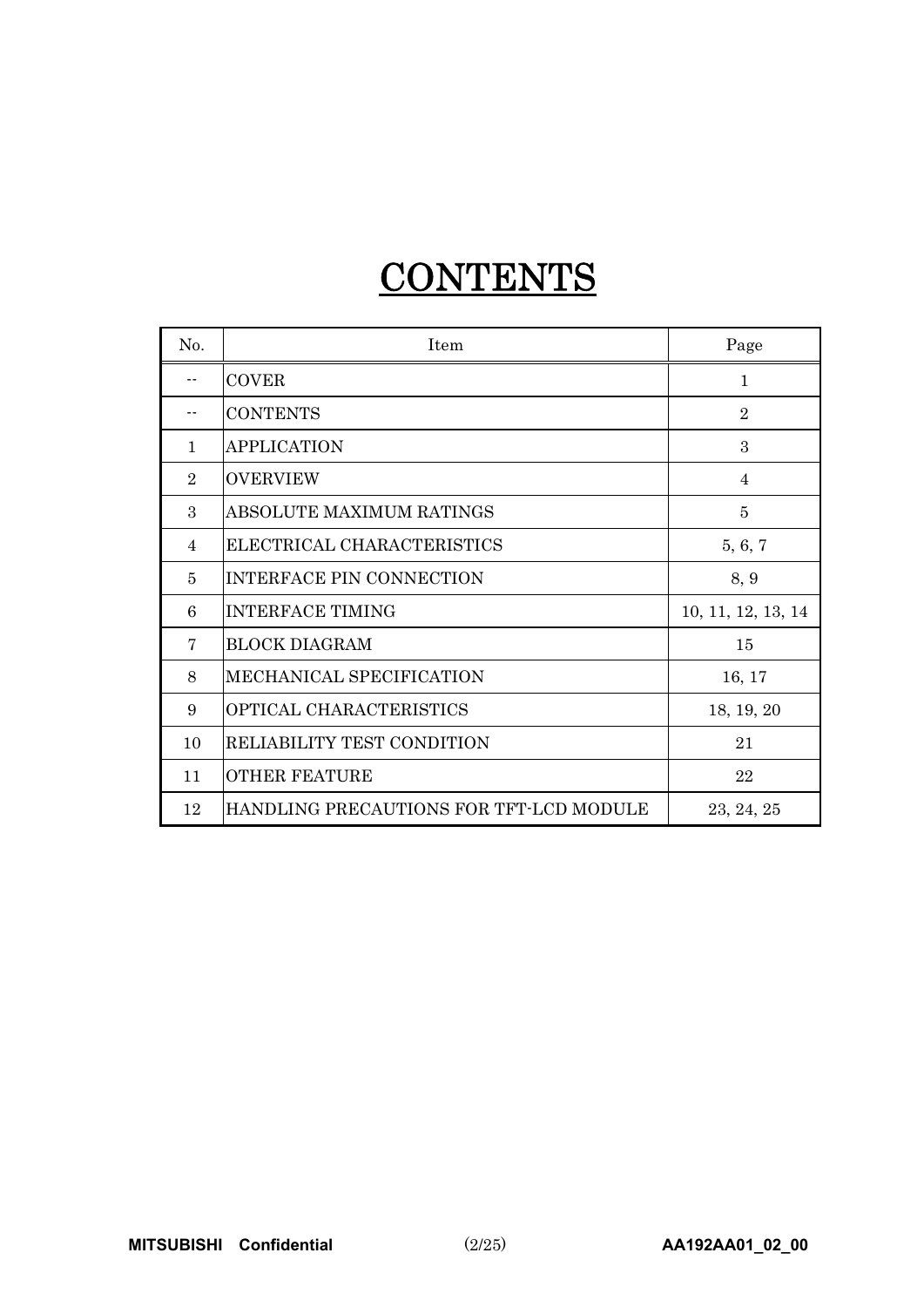# CONTENTS

| No. | Item | Page |
|---|---|---|
| -- | COVER | 1 |
| -- | CONTENTS | 2 |
| 1 | APPLICATION | 3 |
| 2 | OVERVIEW | 4 |
| 3 | ABSOLUTE MAXIMUM RATINGS | 5 |
| 4 | ELECTRICAL CHARACTERISTICS | 5, 6, 7 |
| 5 | INTERFACE PIN CONNECTION | 8, 9 |
| 6 | INTERFACE TIMING | 10, 11, 12, 13, 14 |
| 7 | BLOCK DIAGRAM | 15 |
| 8 | MECHANICAL SPECIFICATION | 16, 17 |
| 9 | OPTICAL CHARACTERISTICS | 18, 19, 20 |
| 10 | RELIABILITY TEST CONDITION | 21 |
| 11 | OTHER FEATURE | 22 |
| 12 | HANDLING PRECAUTIONS FOR TFT-LCD MODULE | 23, 24, 25 |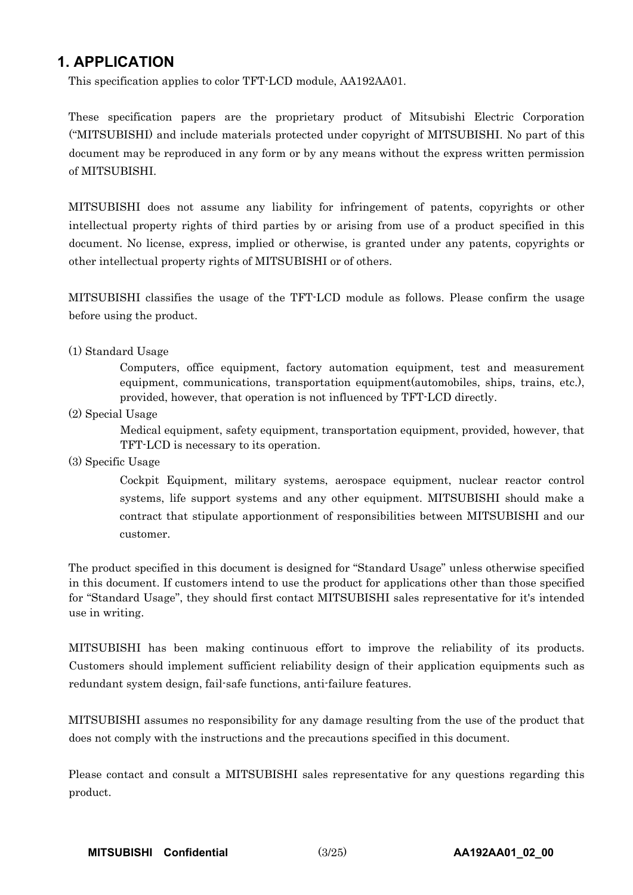## 1. APPLICATION

This specification applies to color TFT-LCD module, AA192AA01.

These specification papers are the proprietary product of Mitsubishi Electric Corporation ("MITSUBISHI) and include materials protected under copyright of MITSUBISHI. No part of this document may be reproduced in any form or by any means without the express written permission of MITSUBISHI.

MITSUBISHI does not assume any liability for infringement of patents, copyrights or other intellectual property rights of third parties by or arising from use of a product specified in this document. No license, express, implied or otherwise, is granted under any patents, copyrights or other intellectual property rights of MITSUBISHI or of others.

MITSUBISHI classifies the usage of the TFT-LCD module as follows. Please confirm the usage before using the product.

(1) Standard Usage

Computers, office equipment, factory automation equipment, test and measurement equipment, communications, transportation equipment(automobiles, ships, trains, etc.), provided, however, that operation is not influenced by TFT-LCD directly.

(2) Special Usage

Medical equipment, safety equipment, transportation equipment, provided, however, that TFT-LCD is necessary to its operation.

(3) Specific Usage

Cockpit Equipment, military systems, aerospace equipment, nuclear reactor control systems, life support systems and any other equipment. MITSUBISHI should make a contract that stipulate apportionment of responsibilities between MITSUBISHI and our customer.

The product specified in this document is designed for "Standard Usage" unless otherwise specified in this document. If customers intend to use the product for applications other than those specified for "Standard Usage", they should first contact MITSUBISHI sales representative for it's intended use in writing.

MITSUBISHI has been making continuous effort to improve the reliability of its products. Customers should implement sufficient reliability design of their application equipments such as redundant system design, fail-safe functions, anti-failure features.

MITSUBISHI assumes no responsibility for any damage resulting from the use of the product that does not comply with the instructions and the precautions specified in this document.

Please contact and consult a MITSUBISHI sales representative for any questions regarding this product.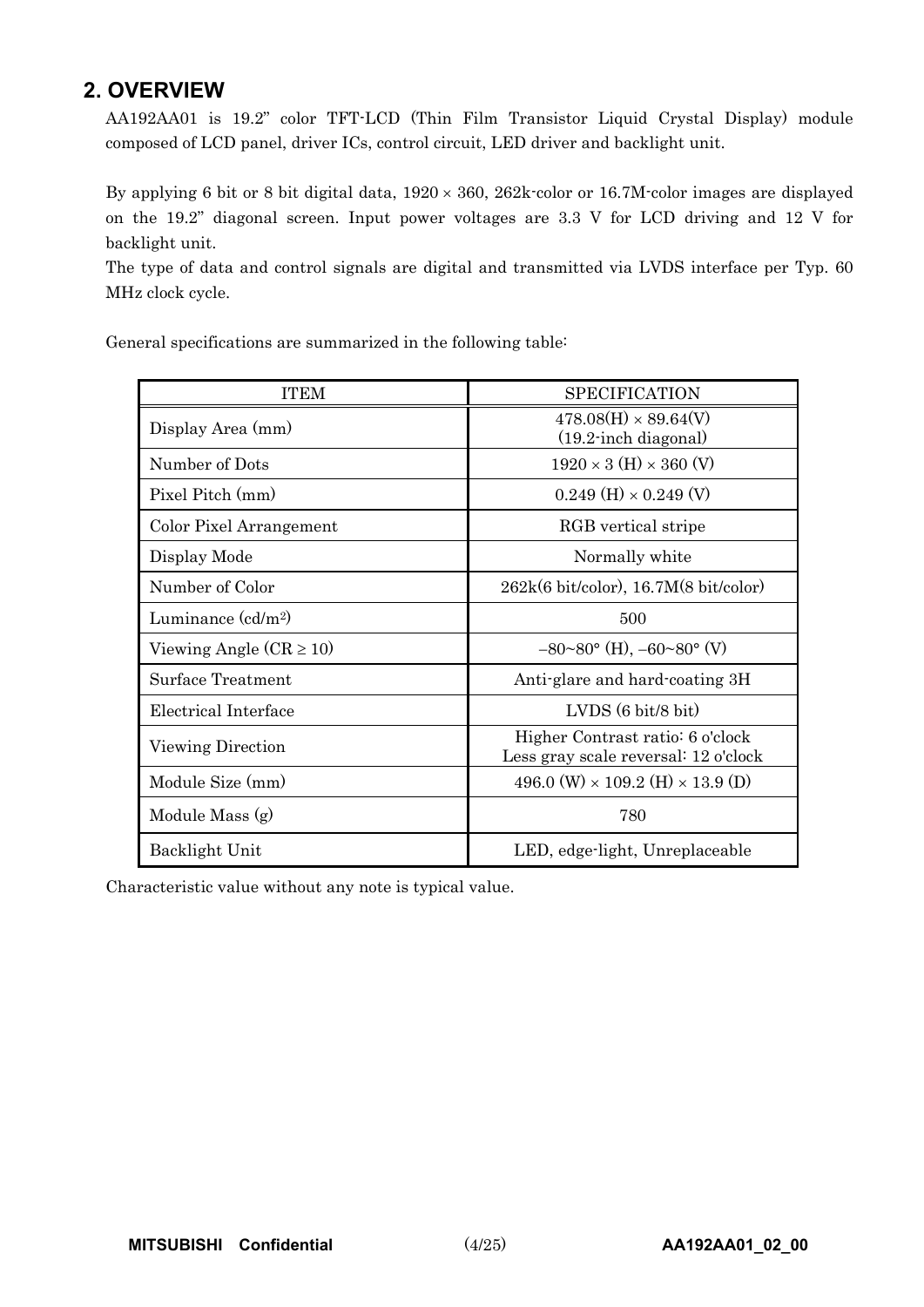## 2. OVERVIEW

AA192AA01 is 19.2" color TFT-LCD (Thin Film Transistor Liquid Crystal Display) module composed of LCD panel, driver ICs, control circuit, LED driver and backlight unit.

By applying 6 bit or 8 bit digital data, 1920 × 360, 262k-color or 16.7M-color images are displayed on the 19.2" diagonal screen. Input power voltages are 3.3 V for LCD driving and 12 V for backlight unit.
The type of data and control signals are digital and transmitted via LVDS interface per Typ. 60 MHz clock cycle.

General specifications are summarized in the following table:

| ITEM | SPECIFICATION |
|---|---|
| Display Area (mm) | 478.08(H) × 89.64(V)<br>(19.2-inch diagonal) |
| Number of Dots | 1920 × 3 (H) × 360 (V) |
| Pixel Pitch (mm) | 0.249 (H) × 0.249 (V) |
| Color Pixel Arrangement | RGB vertical stripe |
| Display Mode | Normally white |
| Number of Color | 262k(6 bit/color), 16.7M(8 bit/color) |
| Luminance (cd/m$^2$) | 500 |
| Viewing Angle (CR ≥ 10) | −80~80° (H), −60~80° (V) |
| Surface Treatment | Anti-glare and hard-coating 3H |
| Electrical Interface | LVDS (6 bit/8 bit) |
| Viewing Direction | Higher Contrast ratio: 6 o'clock<br>Less gray scale reversal: 12 o'clock |
| Module Size (mm) | 496.0 (W) × 109.2 (H) × 13.9 (D) |
| Module Mass (g) | 780 |
| Backlight Unit | LED, edge-light, Unreplaceable |

Characteristic value without any note is typical value.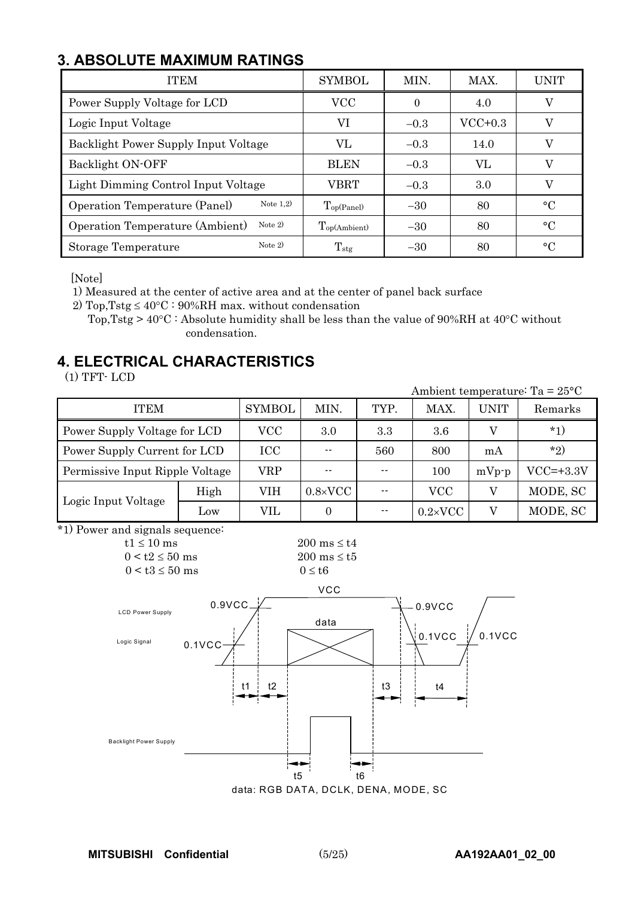## 3. ABSOLUTE MAXIMUM RATINGS

| ITEM | SYMBOL | MIN. | MAX. | UNIT |
|---|---|---|---|---|
| Power Supply Voltage for LCD | VCC | 0 | 4.0 | V |
| Logic Input Voltage | VI | −0.3 | VCC+0.3 | V |
| Backlight Power Supply Input Voltage | VL | −0.3 | 14.0 | V |
| Backlight ON-OFF | BLEN | −0.3 | VL | V |
| Light Dimming Control Input Voltage | VBRT | −0.3 | 3.0 | V |
| Operation Temperature (Panel) Note 1,2) | $T_{op(Panel)}$ | −30 | 80 | °C |
| Operation Temperature (Ambient) Note 2) | $T_{op(Ambient)}$ | −30 | 80 | °C |
| Storage Temperature Note 2) | $T_{stg}$ | −30 | 80 | °C |

[Note]

1) Measured at the center of active area and at the center of panel back surface

2) Top,Tstg ≤ 40°C : 90%RH max. without condensation

Top,Tstg > 40°C : Absolute humidity shall be less than the value of 90%RH at 40°C without condensation.

## 4. ELECTRICAL CHARACTERISTICS

(1) TFT- LCD

Ambient temperature: Ta = 25°C

| ITEM | | SYMBOL | MIN. | TYP. | MAX. | UNIT | Remarks |
|---|---|---|---|---|---|---|---|
| Power Supply Voltage for LCD | | VCC | 3.0 | 3.3 | 3.6 | V | *1) |
| Power Supply Current for LCD | | ICC | -- | 560 | 800 | mA | *2) |
| Permissive Input Ripple Voltage | | VRP | -- | -- | 100 | mVp-p | VCC=+3.3V |
| Logic Input Voltage | High | VIH | 0.8×VCC | -- | VCC | V | MODE, SC |
| | Low | VIL | 0 | -- | 0.2×VCC | V | MODE, SC |

*1) Power and signals sequence:

t1 ≤ 10 ms　　200 ms ≤ t4

0 < t2 ≤ 50 ms　　200 ms ≤ t5

0 < t3 ≤ 50 ms　　0 ≤ t6

LCD Power Supply　VCC　0.9VCC　0.1VCC

Logic Signal　data

Backlight Power Supply

t1　t2　t3　t4　t5　t6

data: RGB DATA, DCLK, DENA, MODE, SC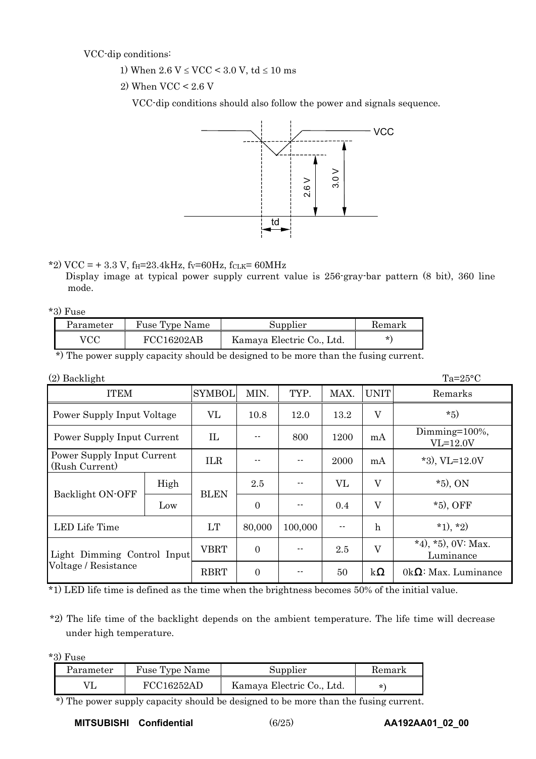VCC-dip conditions:

1) When 2.6 V ≤ VCC < 3.0 V, td ≤ 10 ms

2) When VCC < 2.6 V

VCC-dip conditions should also follow the power and signals sequence.

*2) VCC = + 3.3 V, $f_H$=23.4kHz, $f_V$=60Hz, $f_{CLK}$= 60MHz
Display image at typical power supply current value is 256-gray-bar pattern (8 bit), 360 line mode.

*3) Fuse

| Parameter | Fuse Type Name | Supplier | Remark |
|---|---|---|---|
| VCC | FCC16202AB | Kamaya Electric Co., Ltd. | *) |

*) The power supply capacity should be designed to be more than the fusing current.

(2) Backlight

Ta=25°C

| ITEM | | SYMBOL | MIN. | TYP. | MAX. | UNIT | Remarks |
|---|---|---|---|---|---|---|---|
| Power Supply Input Voltage | | VL | 10.8 | 12.0 | 13.2 | V | *5) |
| Power Supply Input Current | | IL | -- | 800 | 1200 | mA | Dimming=100%, VL=12.0V |
| Power Supply Input Current (Rush Current) | | ILR | -- | -- | 2000 | mA | *3), VL=12.0V |
| Backlight ON-OFF | High | BLEN | 2.5 | -- | VL | V | *5), ON |
| | Low | | 0 | -- | 0.4 | V | *5), OFF |
| LED Life Time | | LT | 80,000 | 100,000 | -- | h | *1), *2) |
| Light Dimming Control Input Voltage / Resistance | | VBRT | 0 | -- | 2.5 | V | *4), *5), 0V: Max. Luminance |
| | | RBRT | 0 | -- | 50 | kΩ | 0kΩ: Max. Luminance |

*1) LED life time is defined as the time when the brightness becomes 50% of the initial value.

*2) The life time of the backlight depends on the ambient temperature. The life time will decrease under high temperature.

*3) Fuse

| Parameter | Fuse Type Name | Supplier | Remark |
|---|---|---|---|
| VL | FCC16252AD | Kamaya Electric Co., Ltd. | *) |

*) The power supply capacity should be designed to be more than the fusing current.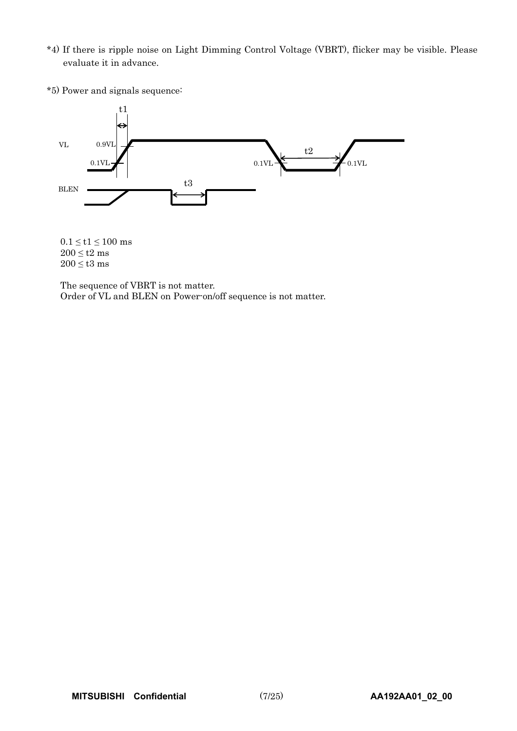*4) If there is ripple noise on Light Dimming Control Voltage (VBRT), flicker may be visible. Please evaluate it in advance.

*5) Power and signals sequence:

$0.1 \leq t1 \leq 100$ ms
$200 \leq t2$ ms
$200 \leq t3$ ms

The sequence of VBRT is not matter.
Order of VL and BLEN on Power-on/off sequence is not matter.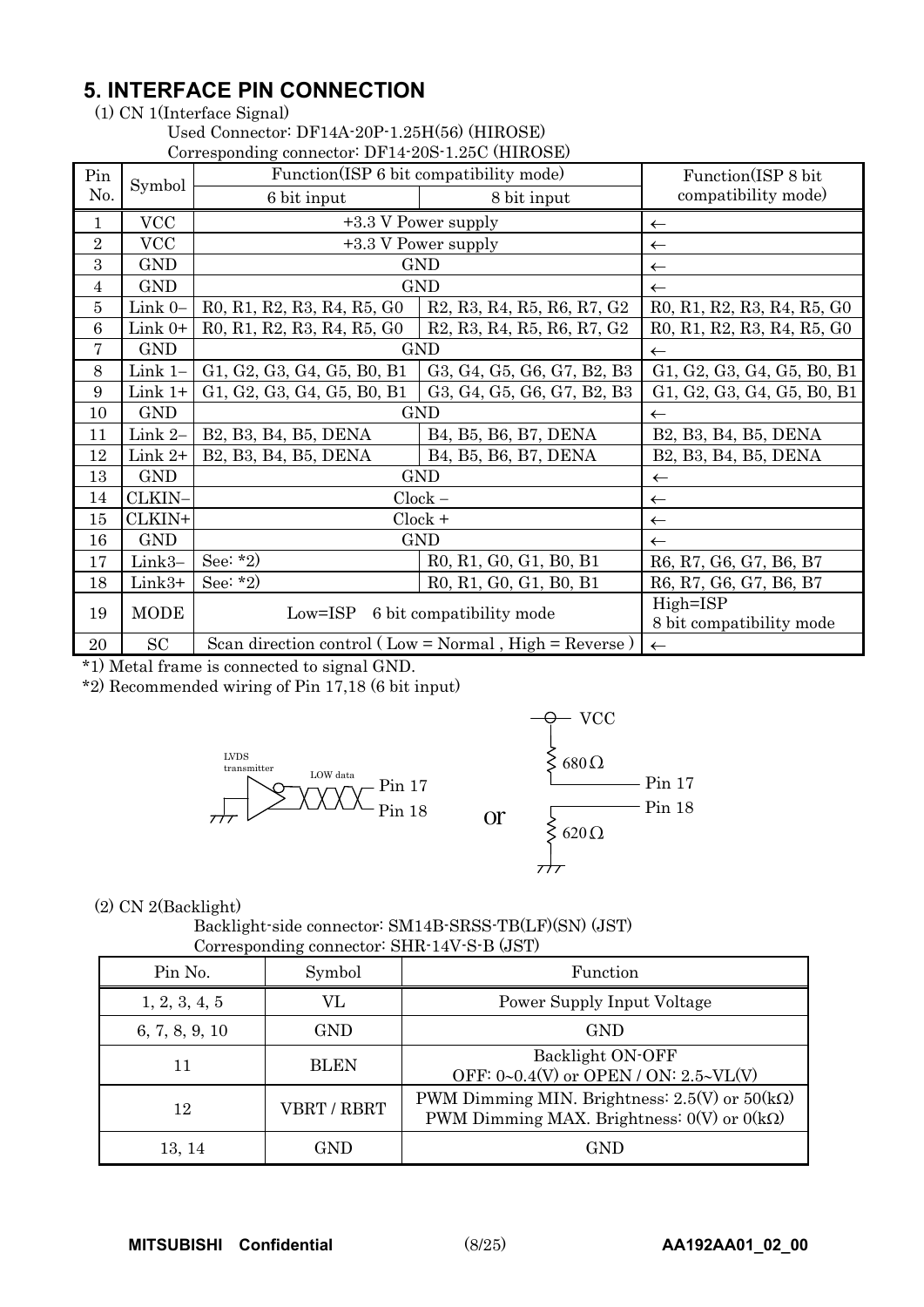## 5. INTERFACE PIN CONNECTION

(1) CN 1(Interface Signal)

Used Connector: DF14A-20P-1.25H(56) (HIROSE)
Corresponding connector: DF14-20S-1.25C (HIROSE)

| Pin No. | Symbol | Function(ISP 6 bit compatibility mode) | | Function(ISP 8 bit compatibility mode) |
|---|---|---|---|---|
| | | 6 bit input | 8 bit input | |
| 1 | VCC | +3.3 V Power supply | | ← |
| 2 | VCC | +3.3 V Power supply | | ← |
| 3 | GND | GND | | ← |
| 4 | GND | GND | | ← |
| 5 | Link 0– | R0, R1, R2, R3, R4, R5, G0 | R2, R3, R4, R5, R6, R7, G2 | R0, R1, R2, R3, R4, R5, G0 |
| 6 | Link 0+ | R0, R1, R2, R3, R4, R5, G0 | R2, R3, R4, R5, R6, R7, G2 | R0, R1, R2, R3, R4, R5, G0 |
| 7 | GND | GND | | ← |
| 8 | Link 1– | G1, G2, G3, G4, G5, B0, B1 | G3, G4, G5, G6, G7, B2, B3 | G1, G2, G3, G4, G5, B0, B1 |
| 9 | Link 1+ | G1, G2, G3, G4, G5, B0, B1 | G3, G4, G5, G6, G7, B2, B3 | G1, G2, G3, G4, G5, B0, B1 |
| 10 | GND | GND | | ← |
| 11 | Link 2– | B2, B3, B4, B5, DENA | B4, B5, B6, B7, DENA | B2, B3, B4, B5, DENA |
| 12 | Link 2+ | B2, B3, B4, B5, DENA | B4, B5, B6, B7, DENA | B2, B3, B4, B5, DENA |
| 13 | GND | GND | | ← |
| 14 | CLKIN– | Clock – | | ← |
| 15 | CLKIN+ | Clock + | | ← |
| 16 | GND | GND | | ← |
| 17 | Link3– | See: *2) | R0, R1, G0, G1, B0, B1 | R6, R7, G6, G7, B6, B7 |
| 18 | Link3+ | See: *2) | R0, R1, G0, G1, B0, B1 | R6, R7, G6, G7, B6, B7 |
| 19 | MODE | Low=ISP 6 bit compatibility mode | | High=ISP 8 bit compatibility mode |
| 20 | SC | Scan direction control ( Low = Normal , High = Reverse ) | | ← |

*1) Metal frame is connected to signal GND.

*2) Recommended wiring of Pin 17,18 (6 bit input)

LVDS transmitter — LOW data — Pin 17 / Pin 18 or VCC — 680Ω — Pin 17; Pin 18 — 620Ω — GND

(2) CN 2(Backlight)

Backlight-side connector: SM14B-SRSS-TB(LF)(SN) (JST)
Corresponding connector: SHR-14V-S-B (JST)

| Pin No. | Symbol | Function |
|---|---|---|
| 1, 2, 3, 4, 5 | VL | Power Supply Input Voltage |
| 6, 7, 8, 9, 10 | GND | GND |
| 11 | BLEN | Backlight ON-OFF<br>OFF: 0~0.4(V) or OPEN / ON: 2.5~VL(V) |
| 12 | VBRT / RBRT | PWM Dimming MIN. Brightness: 2.5(V) or 50(kΩ)<br>PWM Dimming MAX. Brightness: 0(V) or 0(kΩ) |
| 13, 14 | GND | GND |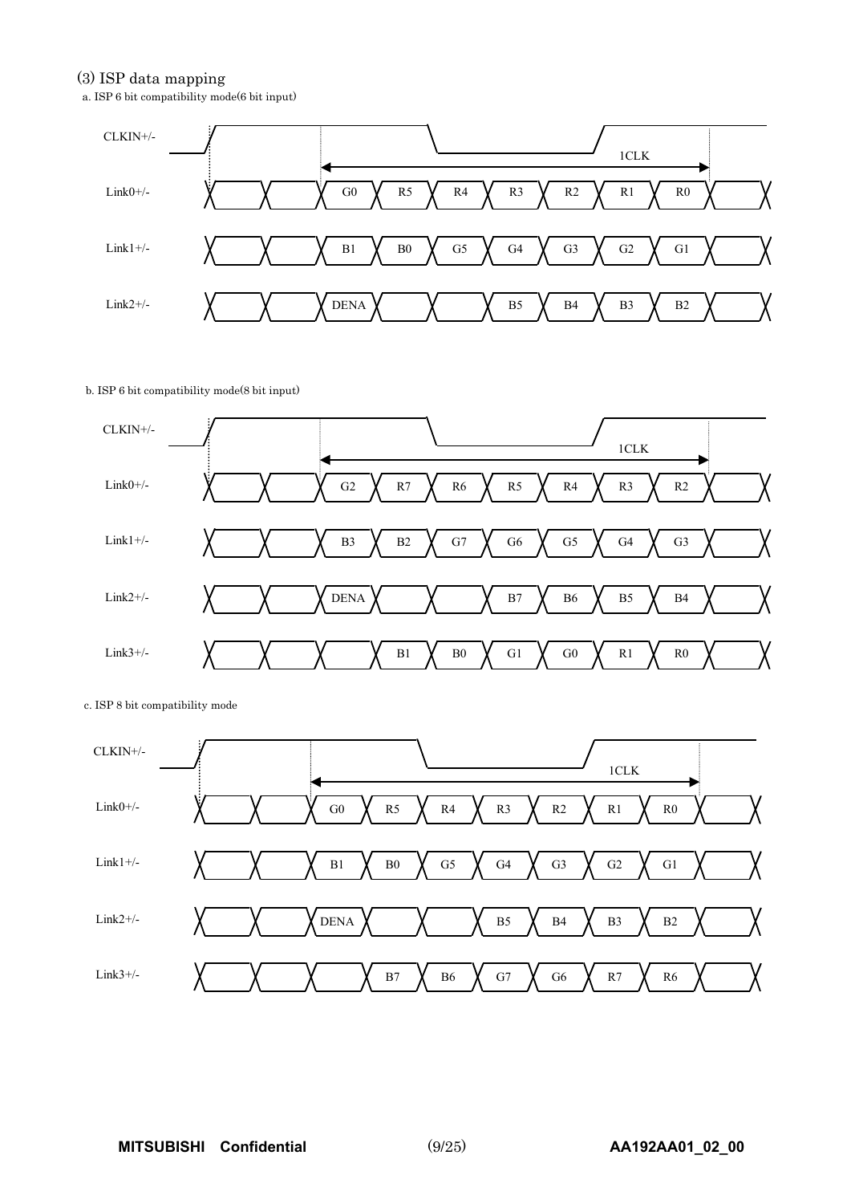### (3) ISP data mapping

a. ISP 6 bit compatibility mode(6 bit input)

| Signal | | | | | | | | | | |
|---|---|---|---|---|---|---|---|---|---|---|
| CLKIN+/- | | | 1CLK | | | | | | | |
| Link0+/- | | | G0 | R5 | R4 | R3 | R2 | R1 | R0 | |
| Link1+/- | | | B1 | B0 | G5 | G4 | G3 | G2 | G1 | |
| Link2+/- | | | DENA | | | B5 | B4 | B3 | B2 | |

b. ISP 6 bit compatibility mode(8 bit input)

| Signal | | | | | | | | | | |
|---|---|---|---|---|---|---|---|---|---|---|
| CLKIN+/- | | | 1CLK | | | | | | | |
| Link0+/- | | | G2 | R7 | R6 | R5 | R4 | R3 | R2 | |
| Link1+/- | | | B3 | B2 | G7 | G6 | G5 | G4 | G3 | |
| Link2+/- | | | DENA | | | B7 | B6 | B5 | B4 | |
| Link3+/- | | | | B1 | B0 | G1 | G0 | R1 | R0 | |

c. ISP 8 bit compatibility mode

| Signal | | | | | | | | | | |
|---|---|---|---|---|---|---|---|---|---|---|
| CLKIN+/- | | | 1CLK | | | | | | | |
| Link0+/- | | | G0 | R5 | R4 | R3 | R2 | R1 | R0 | |
| Link1+/- | | | B1 | B0 | G5 | G4 | G3 | G2 | G1 | |
| Link2+/- | | | DENA | | | B5 | B4 | B3 | B2 | |
| Link3+/- | | | | B7 | B6 | G7 | G6 | R7 | R6 | |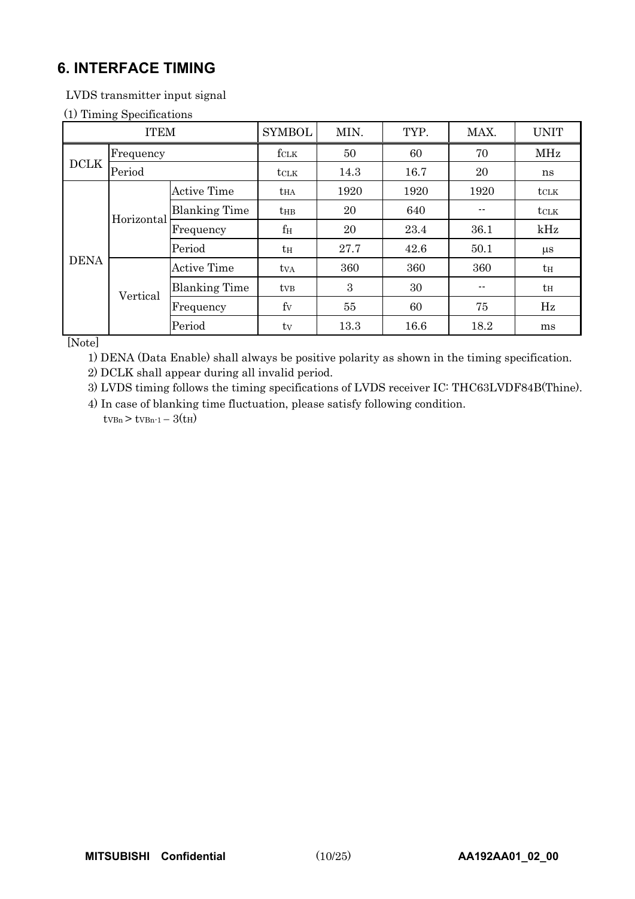## 6. INTERFACE TIMING

LVDS transmitter input signal

(1) Timing Specifications

| ITEM | | | SYMBOL | MIN. | TYP. | MAX. | UNIT |
|---|---|---|---|---|---|---|---|
| DCLK | Frequency | | $f_{CLK}$ | 50 | 60 | 70 | MHz |
| | Period | | $t_{CLK}$ | 14.3 | 16.7 | 20 | ns |
| DENA | Horizontal | Active Time | $t_{HA}$ | 1920 | 1920 | 1920 | $t_{CLK}$ |
| | | Blanking Time | $t_{HB}$ | 20 | 640 | -- | $t_{CLK}$ |
| | | Frequency | $f_H$ | 20 | 23.4 | 36.1 | kHz |
| | | Period | $t_H$ | 27.7 | 42.6 | 50.1 | μs |
| | Vertical | Active Time | $t_{VA}$ | 360 | 360 | 360 | $t_H$ |
| | | Blanking Time | $t_{VB}$ | 3 | 30 | -- | $t_H$ |
| | | Frequency | $f_V$ | 55 | 60 | 75 | Hz |
| | | Period | $t_V$ | 13.3 | 16.6 | 18.2 | ms |

[Note]

1) DENA (Data Enable) shall always be positive polarity as shown in the timing specification.

2) DCLK shall appear during all invalid period.

3) LVDS timing follows the timing specifications of LVDS receiver IC: THC63LVDF84B(Thine).

4) In case of blanking time fluctuation, please satisfy following condition.

$t_{VBn} > t_{VBn-1} - 3(t_H)$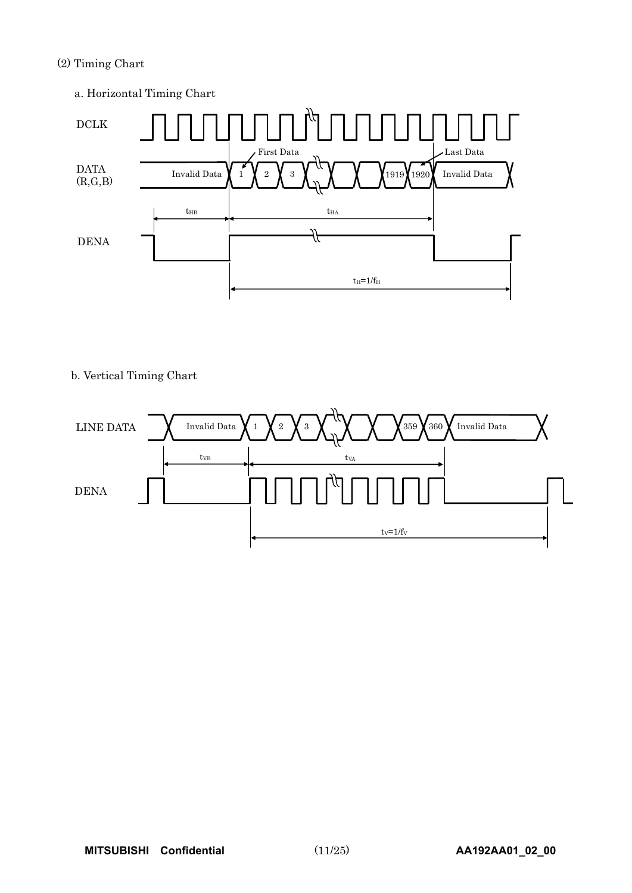(2) Timing Chart

a. Horizontal Timing Chart

DCLK

DATA (R,G,B): Invalid Data | 1 | 2 | 3 | … | 1919 | 1920 | Invalid Data

First Data / Last Data

$t_{HB}$ $t_{HA}$

DENA

$t_H=1/f_H$

b. Vertical Timing Chart

LINE DATA: Invalid Data | 1 | 2 | 3 | … | 359 | 360 | Invalid Data

$t_{VB}$ $t_{VA}$

DENA

$t_V=1/f_V$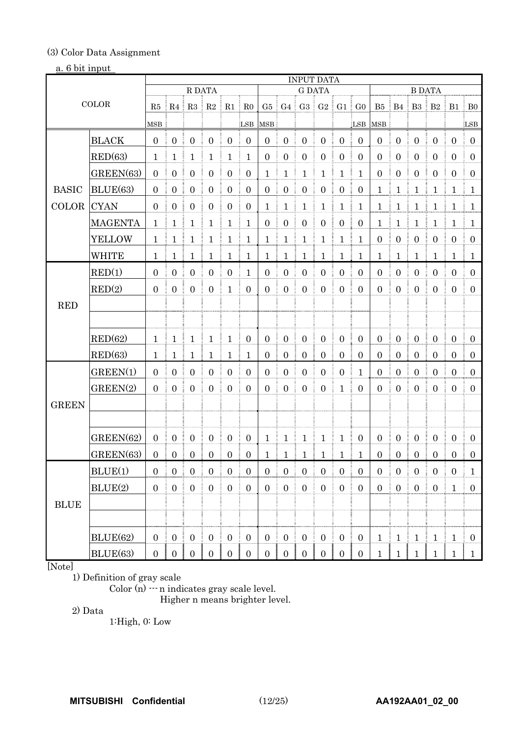(3) Color Data Assignment

a. 6 bit input

| COLOR | | INPUT DATA | | | | | | | | | | | | | | | | | |
|---|---|---|---|---|---|---|---|---|---|---|---|---|---|---|---|---|---|---|---|
| | | R DATA | | | | | | G DATA | | | | | | B DATA | | | | | |
| | | R5 | R4 | R3 | R2 | R1 | R0 | G5 | G4 | G3 | G2 | G1 | G0 | B5 | B4 | B3 | B2 | B1 | B0 |
| | | MSB | | | | | LSB | MSB | | | | | LSB | MSB | | | | | LSB |
| BASIC COLOR | BLACK | 0 | 0 | 0 | 0 | 0 | 0 | 0 | 0 | 0 | 0 | 0 | 0 | 0 | 0 | 0 | 0 | 0 | 0 |
| | RED(63) | 1 | 1 | 1 | 1 | 1 | 1 | 0 | 0 | 0 | 0 | 0 | 0 | 0 | 0 | 0 | 0 | 0 | 0 |
| | GREEN(63) | 0 | 0 | 0 | 0 | 0 | 0 | 1 | 1 | 1 | 1 | 1 | 1 | 0 | 0 | 0 | 0 | 0 | 0 |
| | BLUE(63) | 0 | 0 | 0 | 0 | 0 | 0 | 0 | 0 | 0 | 0 | 0 | 0 | 1 | 1 | 1 | 1 | 1 | 1 |
| | CYAN | 0 | 0 | 0 | 0 | 0 | 0 | 1 | 1 | 1 | 1 | 1 | 1 | 1 | 1 | 1 | 1 | 1 | 1 |
| | MAGENTA | 1 | 1 | 1 | 1 | 1 | 1 | 0 | 0 | 0 | 0 | 0 | 0 | 1 | 1 | 1 | 1 | 1 | 1 |
| | YELLOW | 1 | 1 | 1 | 1 | 1 | 1 | 1 | 1 | 1 | 1 | 1 | 1 | 0 | 0 | 0 | 0 | 0 | 0 |
| | WHITE | 1 | 1 | 1 | 1 | 1 | 1 | 1 | 1 | 1 | 1 | 1 | 1 | 1 | 1 | 1 | 1 | 1 | 1 |
| RED | RED(1) | 0 | 0 | 0 | 0 | 0 | 1 | 0 | 0 | 0 | 0 | 0 | 0 | 0 | 0 | 0 | 0 | 0 | 0 |
| | RED(2) | 0 | 0 | 0 | 0 | 1 | 0 | 0 | 0 | 0 | 0 | 0 | 0 | 0 | 0 | 0 | 0 | 0 | 0 |
| | | | | | | | | | | | | | | | | | | | |
| | | | | | | | | | | | | | | | | | | | |
| | RED(62) | 1 | 1 | 1 | 1 | 1 | 0 | 0 | 0 | 0 | 0 | 0 | 0 | 0 | 0 | 0 | 0 | 0 | 0 |
| | RED(63) | 1 | 1 | 1 | 1 | 1 | 1 | 0 | 0 | 0 | 0 | 0 | 0 | 0 | 0 | 0 | 0 | 0 | 0 |
| GREEN | GREEN(1) | 0 | 0 | 0 | 0 | 0 | 0 | 0 | 0 | 0 | 0 | 0 | 1 | 0 | 0 | 0 | 0 | 0 | 0 |
| | GREEN(2) | 0 | 0 | 0 | 0 | 0 | 0 | 0 | 0 | 0 | 0 | 1 | 0 | 0 | 0 | 0 | 0 | 0 | 0 |
| | | | | | | | | | | | | | | | | | | | |
| | | | | | | | | | | | | | | | | | | | |
| | GREEN(62) | 0 | 0 | 0 | 0 | 0 | 0 | 1 | 1 | 1 | 1 | 1 | 0 | 0 | 0 | 0 | 0 | 0 | 0 |
| | GREEN(63) | 0 | 0 | 0 | 0 | 0 | 0 | 1 | 1 | 1 | 1 | 1 | 1 | 0 | 0 | 0 | 0 | 0 | 0 |
| BLUE | BLUE(1) | 0 | 0 | 0 | 0 | 0 | 0 | 0 | 0 | 0 | 0 | 0 | 0 | 0 | 0 | 0 | 0 | 0 | 1 |
| | BLUE(2) | 0 | 0 | 0 | 0 | 0 | 0 | 0 | 0 | 0 | 0 | 0 | 0 | 0 | 0 | 0 | 0 | 1 | 0 |
| | | | | | | | | | | | | | | | | | | | |
| | | | | | | | | | | | | | | | | | | | |
| | BLUE(62) | 0 | 0 | 0 | 0 | 0 | 0 | 0 | 0 | 0 | 0 | 0 | 0 | 1 | 1 | 1 | 1 | 1 | 0 |
| | BLUE(63) | 0 | 0 | 0 | 0 | 0 | 0 | 0 | 0 | 0 | 0 | 0 | 0 | 1 | 1 | 1 | 1 | 1 | 1 |

[Note]

1) Definition of gray scale

Color (n) --- n indicates gray scale level.
Higher n means brighter level.

2) Data

1:High, 0: Low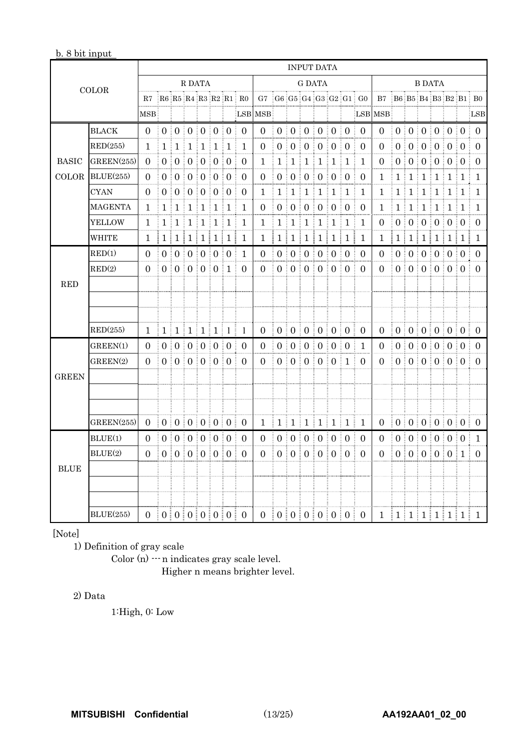b. 8 bit input

| COLOR | | INPUT DATA | | | | | | | | | | | | | | | | | | | | | | | |
|---|---|---|---|---|---|---|---|---|---|---|---|---|---|---|---|---|---|---|---|---|---|---|---|---|---|
| | | R DATA | | | | | | | | G DATA | | | | | | | | B DATA | | | | | | | |
| | | R7 | R6 | R5 | R4 | R3 | R2 | R1 | R0 | G7 | G6 | G5 | G4 | G3 | G2 | G1 | G0 | B7 | B6 | B5 | B4 | B3 | B2 | B1 | B0 |
| | | MSB | | | | | | | LSB | MSB | | | | | | | LSB | MSB | | | | | | | LSB |
| BASIC COLOR | BLACK | 0 | 0 | 0 | 0 | 0 | 0 | 0 | 0 | 0 | 0 | 0 | 0 | 0 | 0 | 0 | 0 | 0 | 0 | 0 | 0 | 0 | 0 | 0 | 0 |
| | RED(255) | 1 | 1 | 1 | 1 | 1 | 1 | 1 | 1 | 0 | 0 | 0 | 0 | 0 | 0 | 0 | 0 | 0 | 0 | 0 | 0 | 0 | 0 | 0 | 0 |
| | GREEN(255) | 0 | 0 | 0 | 0 | 0 | 0 | 0 | 0 | 1 | 1 | 1 | 1 | 1 | 1 | 1 | 1 | 0 | 0 | 0 | 0 | 0 | 0 | 0 | 0 |
| | BLUE(255) | 0 | 0 | 0 | 0 | 0 | 0 | 0 | 0 | 0 | 0 | 0 | 0 | 0 | 0 | 0 | 0 | 1 | 1 | 1 | 1 | 1 | 1 | 1 | 1 |
| | CYAN | 0 | 0 | 0 | 0 | 0 | 0 | 0 | 0 | 1 | 1 | 1 | 1 | 1 | 1 | 1 | 1 | 1 | 1 | 1 | 1 | 1 | 1 | 1 | 1 |
| | MAGENTA | 1 | 1 | 1 | 1 | 1 | 1 | 1 | 1 | 0 | 0 | 0 | 0 | 0 | 0 | 0 | 0 | 1 | 1 | 1 | 1 | 1 | 1 | 1 | 1 |
| | YELLOW | 1 | 1 | 1 | 1 | 1 | 1 | 1 | 1 | 1 | 1 | 1 | 1 | 1 | 1 | 1 | 1 | 0 | 0 | 0 | 0 | 0 | 0 | 0 | 0 |
| | WHITE | 1 | 1 | 1 | 1 | 1 | 1 | 1 | 1 | 1 | 1 | 1 | 1 | 1 | 1 | 1 | 1 | 1 | 1 | 1 | 1 | 1 | 1 | 1 | 1 |
| RED | RED(1) | 0 | 0 | 0 | 0 | 0 | 0 | 0 | 1 | 0 | 0 | 0 | 0 | 0 | 0 | 0 | 0 | 0 | 0 | 0 | 0 | 0 | 0 | 0 | 0 |
| | RED(2) | 0 | 0 | 0 | 0 | 0 | 0 | 1 | 0 | 0 | 0 | 0 | 0 | 0 | 0 | 0 | 0 | 0 | 0 | 0 | 0 | 0 | 0 | 0 | 0 |
| | | | | | | | | | | | | | | | | | | | | | | | | | |
| | | | | | | | | | | | | | | | | | | | | | | | | | |
| | | | | | | | | | | | | | | | | | | | | | | | | | |
| | RED(255) | 1 | 1 | 1 | 1 | 1 | 1 | 1 | 1 | 0 | 0 | 0 | 0 | 0 | 0 | 0 | 0 | 0 | 0 | 0 | 0 | 0 | 0 | 0 | 0 |
| GREEN | GREEN(1) | 0 | 0 | 0 | 0 | 0 | 0 | 0 | 0 | 0 | 0 | 0 | 0 | 0 | 0 | 0 | 1 | 0 | 0 | 0 | 0 | 0 | 0 | 0 | 0 |
| | GREEN(2) | 0 | 0 | 0 | 0 | 0 | 0 | 0 | 0 | 0 | 0 | 0 | 0 | 0 | 0 | 1 | 0 | 0 | 0 | 0 | 0 | 0 | 0 | 0 | 0 |
| | | | | | | | | | | | | | | | | | | | | | | | | | |
| | | | | | | | | | | | | | | | | | | | | | | | | | |
| | | | | | | | | | | | | | | | | | | | | | | | | | |
| | GREEN(255) | 0 | 0 | 0 | 0 | 0 | 0 | 0 | 0 | 1 | 1 | 1 | 1 | 1 | 1 | 1 | 1 | 0 | 0 | 0 | 0 | 0 | 0 | 0 | 0 |
| BLUE | BLUE(1) | 0 | 0 | 0 | 0 | 0 | 0 | 0 | 0 | 0 | 0 | 0 | 0 | 0 | 0 | 0 | 0 | 0 | 0 | 0 | 0 | 0 | 0 | 0 | 1 |
| | BLUE(2) | 0 | 0 | 0 | 0 | 0 | 0 | 0 | 0 | 0 | 0 | 0 | 0 | 0 | 0 | 0 | 0 | 0 | 0 | 0 | 0 | 0 | 0 | 1 | 0 |
| | | | | | | | | | | | | | | | | | | | | | | | | | |
| | | | | | | | | | | | | | | | | | | | | | | | | | |
| | | | | | | | | | | | | | | | | | | | | | | | | | |
| | BLUE(255) | 0 | 0 | 0 | 0 | 0 | 0 | 0 | 0 | 0 | 0 | 0 | 0 | 0 | 0 | 0 | 0 | 1 | 1 | 1 | 1 | 1 | 1 | 1 | 1 |

[Note]

1) Definition of gray scale

Color (n) --- n indicates gray scale level.
Higher n means brighter level.

2) Data

1:High, 0: Low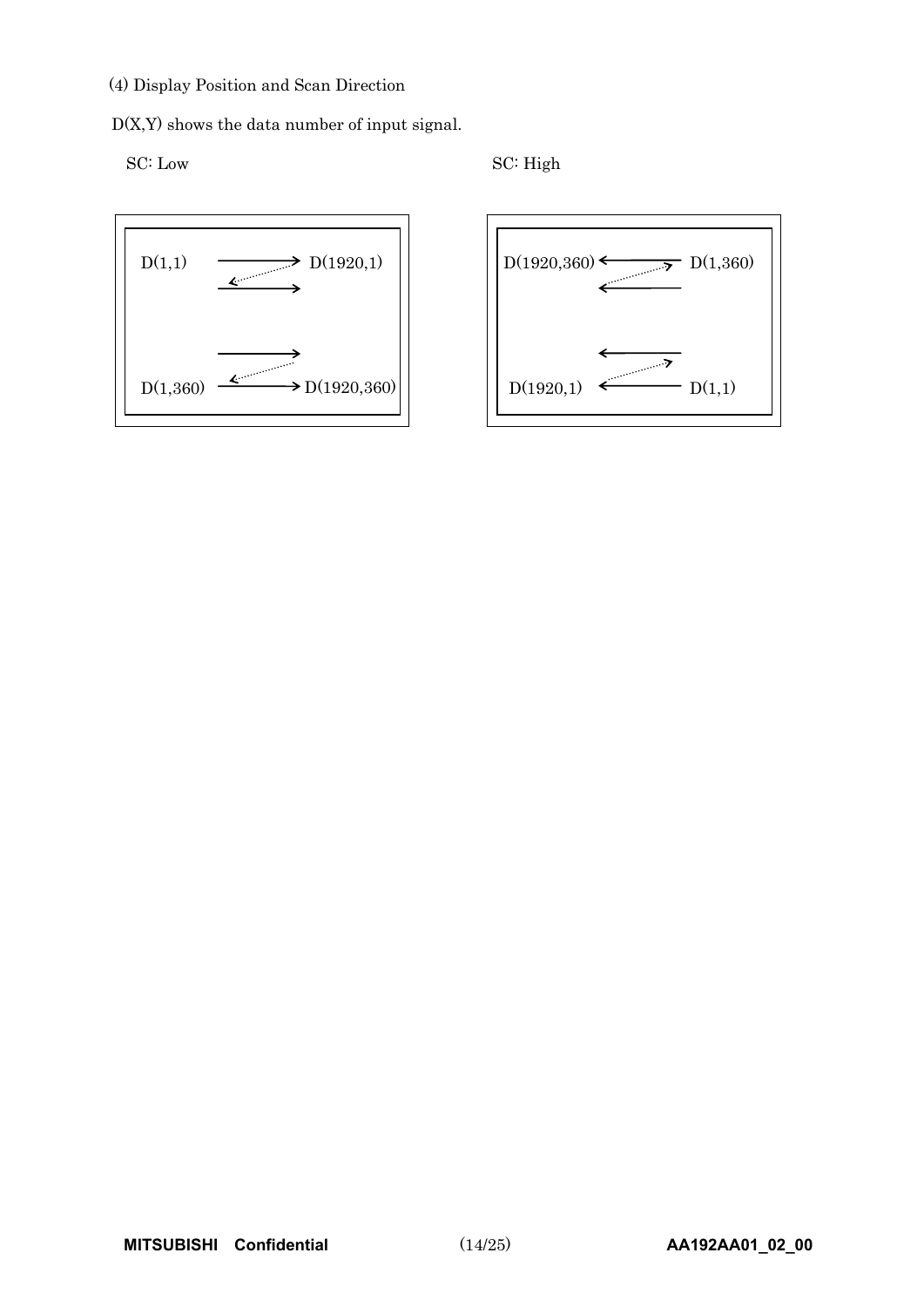(4) Display Position and Scan Direction

D(X,Y) shows the data number of input signal.

SC: Low

D(1,1) → D(1920,1)

D(1,360) → D(1920,360)

SC: High

D(1920,360) ← D(1,360)

D(1920,1) ← D(1,1)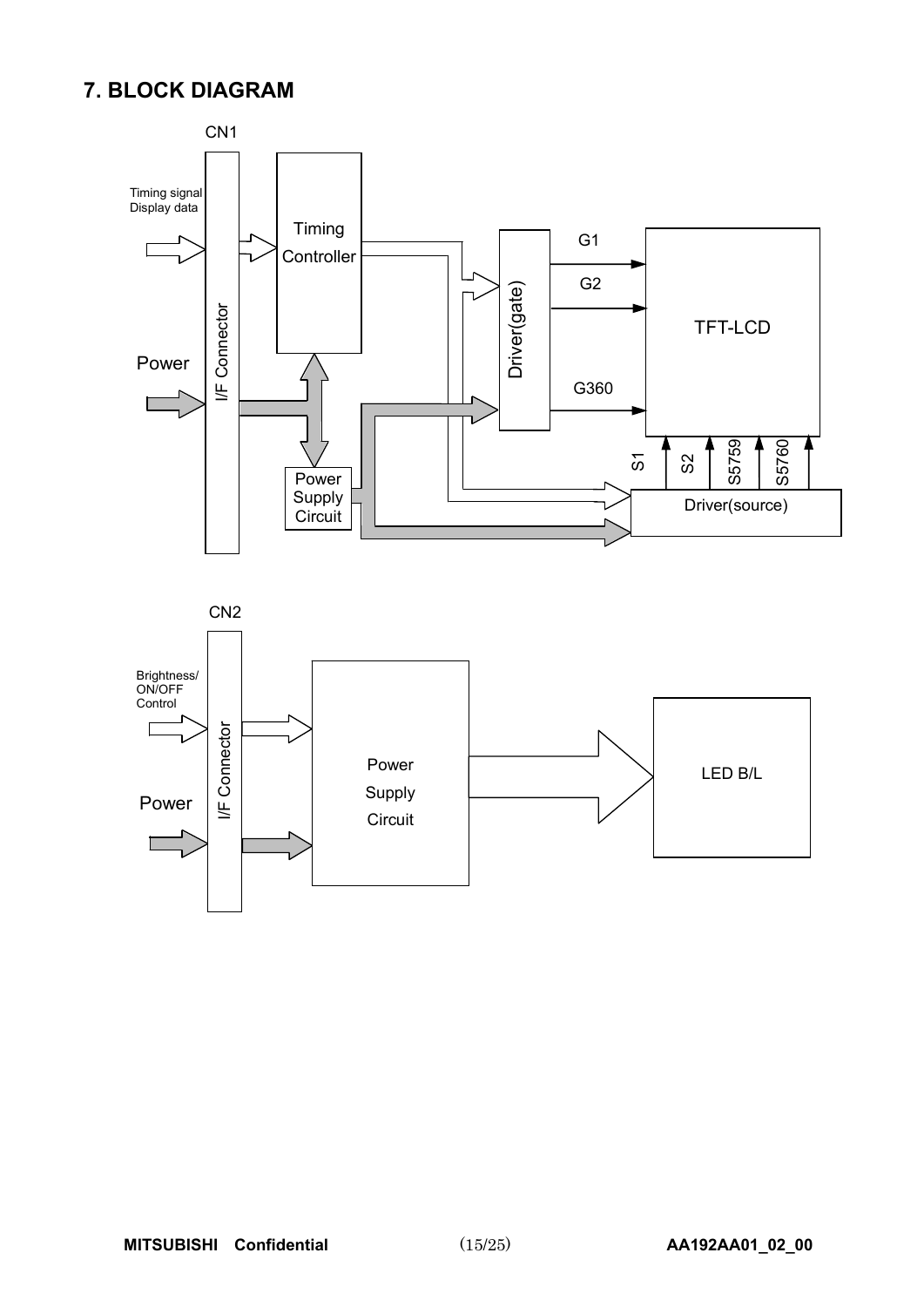## 7. BLOCK DIAGRAM

CN1

Timing signal
Display data

I/F Connector

Power

Timing Controller

Power Supply Circuit

Driver(gate)

G1

G2

G360

TFT-LCD

S1 S2 S5759 S5760

Driver(source)

CN2

Brightness/ ON/OFF Control

I/F Connector

Power

Power Supply Circuit

LED B/L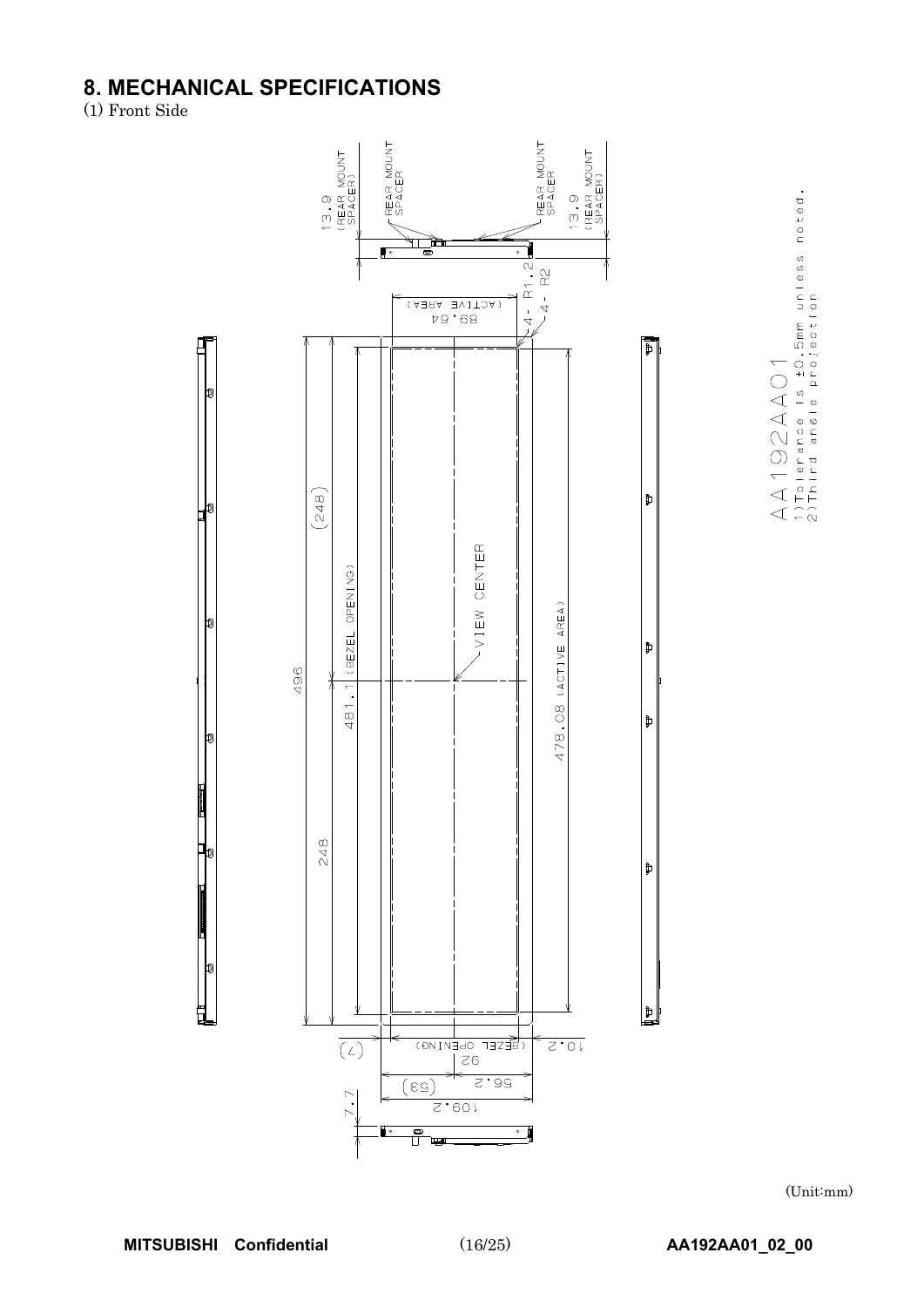# 8. MECHANICAL SPECIFICATIONS

(1) Front Side

13.9 (REAR MOUNT SPACER)

REAR MOUNT SPACER

REAR MOUNT SPACER

13.9 (REAR MOUNT SPACER)

89.64 (ACTIVE AREA)

4- R1.2

4- R2

(248)

VIEW CENTER

496

481.1 (BEZEL OPENING)

478.08 (ACTIVE AREA)

248

(7)

92 (BEZEL OPENING)

10.2

(53)

56.2

7.7

109.2

AA192AA01

1)Tolerance is ±0.5mm unless noted.

2)Third angle projection

(Unit:mm)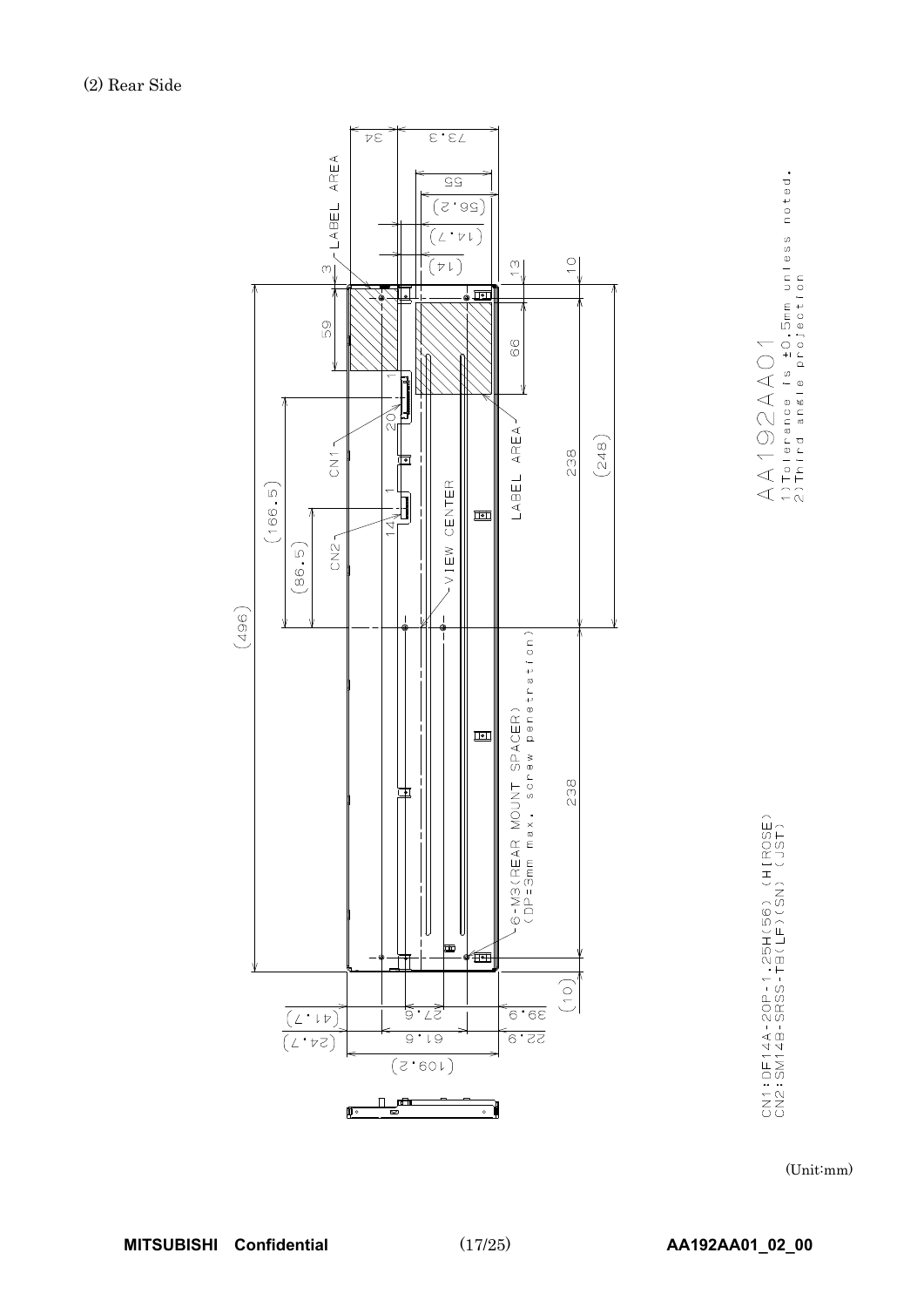(2) Rear Side

LABEL AREA

CN1

CN2

VIEW CENTER

LABEL AREA

6-M3(REAR MOUNT SPACER)
(DP=3mm max. screw penetration)

AA192AA01

1)Tolerance is ±0.5mm unless noted.
2)Third angle projection

CN1:DF14A-20P-1.25H(56) (HIROSE)
CN2:SM14B-SRSS-TB(LF)(SN) (JST)

(Unit:mm)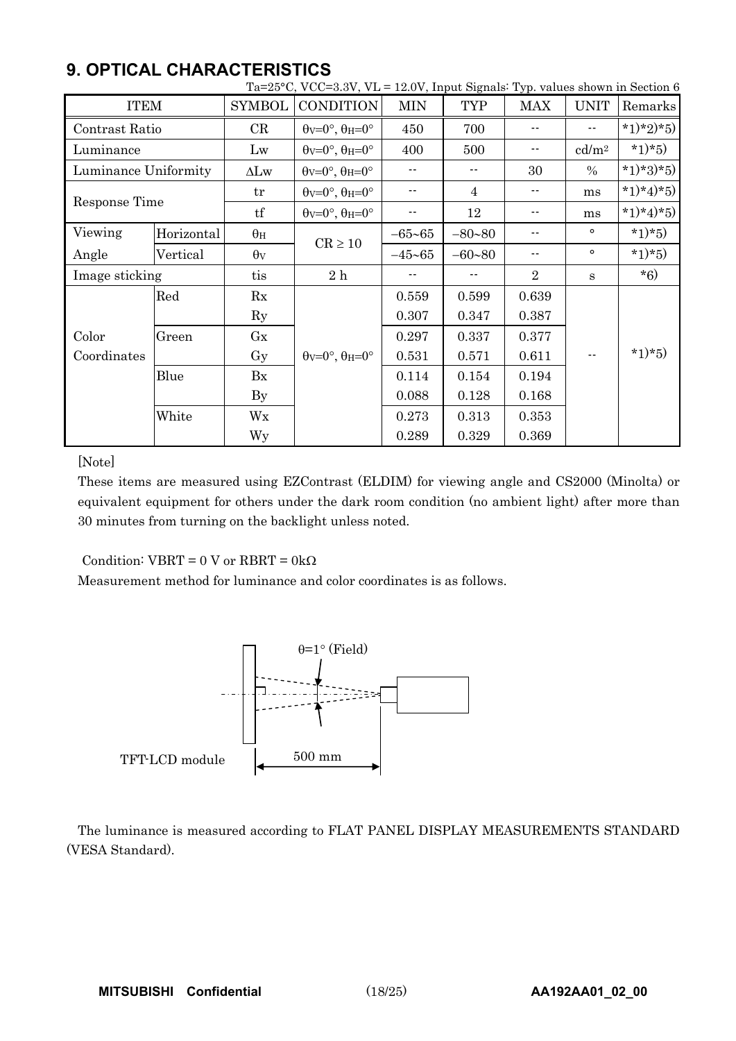## 9. OPTICAL CHARACTERISTICS

Ta=25°C, VCC=3.3V, VL = 12.0V, Input Signals: Typ. values shown in Section 6

| ITEM | | SYMBOL | CONDITION | MIN | TYP | MAX | UNIT | Remarks |
|---|---|---|---|---|---|---|---|---|
| Contrast Ratio | | CR | $\theta_V$=0°, $\theta_H$=0° | 450 | 700 | -- | -- | *1)*2)*5) |
| Luminance | | Lw | $\theta_V$=0°, $\theta_H$=0° | 400 | 500 | -- | cd/m² | *1)*5) |
| Luminance Uniformity | | ΔLw | $\theta_V$=0°, $\theta_H$=0° | -- | -- | 30 | % | *1)*3)*5) |
| Response Time | | tr | $\theta_V$=0°, $\theta_H$=0° | -- | 4 | -- | ms | *1)*4)*5) |
| | | tf | $\theta_V$=0°, $\theta_H$=0° | -- | 12 | -- | ms | *1)*4)*5) |
| Viewing Angle | Horizontal | $\theta_H$ | CR ≥ 10 | −65~65 | −80~80 | -- | ° | *1)*5) |
| | Vertical | $\theta_V$ | | −45~65 | −60~80 | -- | ° | *1)*5) |
| Image sticking | | tis | 2 h | -- | -- | 2 | s | *6) |
| Color Coordinates | Red | Rx | $\theta_V$=0°, $\theta_H$=0° | 0.559 | 0.599 | 0.639 | -- | *1)*5) |
| | | Ry | | 0.307 | 0.347 | 0.387 | | |
| | Green | Gx | | 0.297 | 0.337 | 0.377 | | |
| | | Gy | | 0.531 | 0.571 | 0.611 | | |
| | Blue | Bx | | 0.114 | 0.154 | 0.194 | | |
| | | By | | 0.088 | 0.128 | 0.168 | | |
| | White | Wx | | 0.273 | 0.313 | 0.353 | | |
| | | Wy | | 0.289 | 0.329 | 0.369 | | |

[Note]

These items are measured using EZContrast (ELDIM) for viewing angle and CS2000 (Minolta) or equivalent equipment for others under the dark room condition (no ambient light) after more than 30 minutes from turning on the backlight unless noted.

Condition: VBRT = 0 V or RBRT = 0kΩ

Measurement method for luminance and color coordinates is as follows.

θ=1° (Field)

TFT-LCD module

500 mm

The luminance is measured according to FLAT PANEL DISPLAY MEASUREMENTS STANDARD (VESA Standard).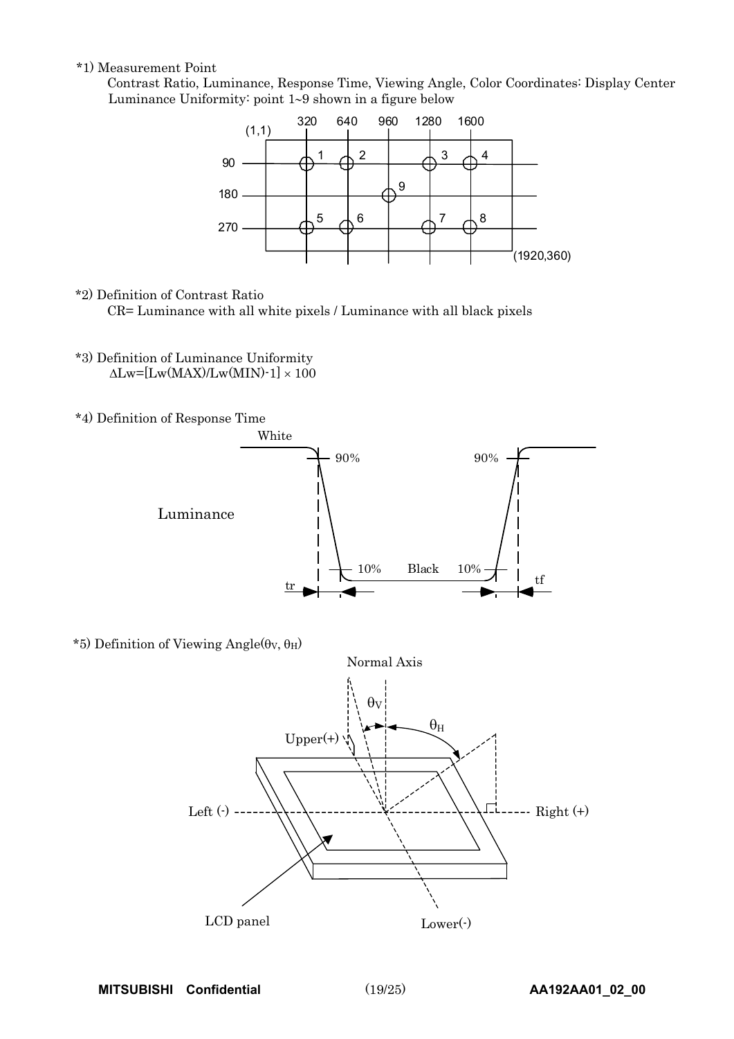*1) Measurement Point

Contrast Ratio, Luminance, Response Time, Viewing Angle, Color Coordinates: Display Center

Luminance Uniformity: point 1~9 shown in a figure below

*2) Definition of Contrast Ratio

CR= Luminance with all white pixels / Luminance with all black pixels

*3) Definition of Luminance Uniformity

$\Delta Lw = [Lw(MAX)/Lw(MIN) - 1] \times 100$

*4) Definition of Response Time

*5) Definition of Viewing Angle($\theta_V$, $\theta_H$)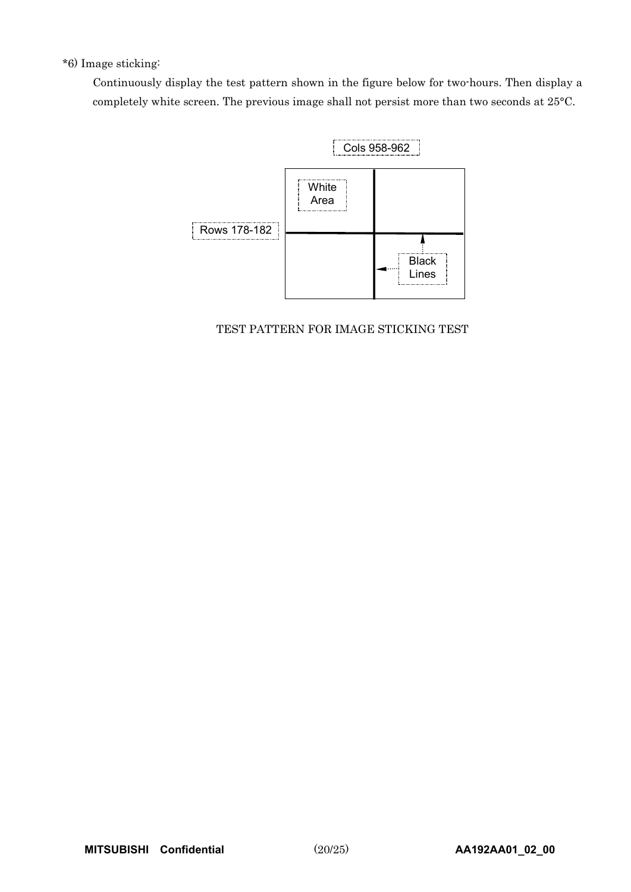*6) Image sticking:

Continuously display the test pattern shown in the figure below for two-hours. Then display a completely white screen. The previous image shall not persist more than two seconds at 25°C.

Cols 958-962

White Area

Rows 178-182

Black Lines

TEST PATTERN FOR IMAGE STICKING TEST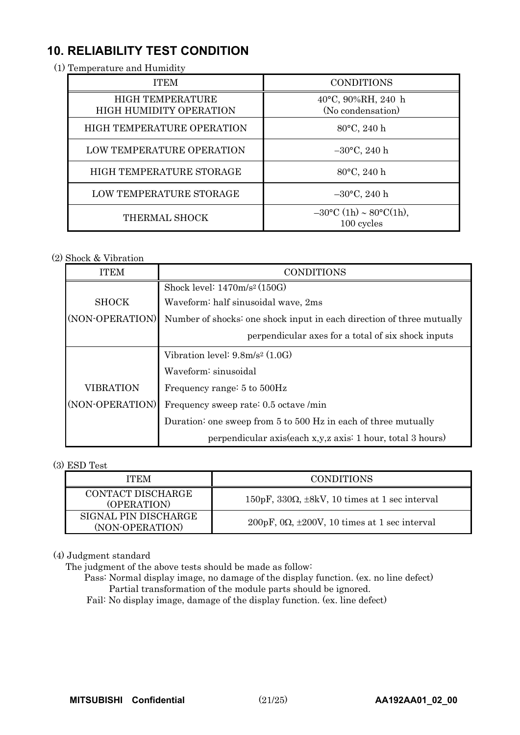## 10. RELIABILITY TEST CONDITION

(1) Temperature and Humidity

| ITEM | CONDITIONS |
|---|---|
| HIGH TEMPERATURE HIGH HUMIDITY OPERATION | 40°C, 90%RH, 240 h (No condensation) |
| HIGH TEMPERATURE OPERATION | 80°C, 240 h |
| LOW TEMPERATURE OPERATION | −30°C, 240 h |
| HIGH TEMPERATURE STORAGE | 80°C, 240 h |
| LOW TEMPERATURE STORAGE | −30°C, 240 h |
| THERMAL SHOCK | −30°C (1h) ~ 80°C(1h), 100 cycles |

(2) Shock & Vibration

| ITEM | CONDITIONS |
|---|---|
| SHOCK (NON-OPERATION) | Shock level: 1470m/s² (150G)<br>Waveform: half sinusoidal wave, 2ms<br>Number of shocks: one shock input in each direction of three mutually perpendicular axes for a total of six shock inputs |
| VIBRATION (NON-OPERATION) | Vibration level: 9.8m/s² (1.0G)<br>Waveform: sinusoidal<br>Frequency range: 5 to 500Hz<br>Frequency sweep rate: 0.5 octave /min<br>Duration: one sweep from 5 to 500 Hz in each of three mutually perpendicular axis(each x,y,z axis: 1 hour, total 3 hours) |

(3) ESD Test

| ITEM | CONDITIONS |
|---|---|
| CONTACT DISCHARGE (OPERATION) | 150pF, 330Ω, ±8kV, 10 times at 1 sec interval |
| SIGNAL PIN DISCHARGE (NON-OPERATION) | 200pF, 0Ω, ±200V, 10 times at 1 sec interval |

(4) Judgment standard

The judgment of the above tests should be made as follow:

Pass: Normal display image, no damage of the display function. (ex. no line defect)
Partial transformation of the module parts should be ignored.

Fail: No display image, damage of the display function. (ex. line defect)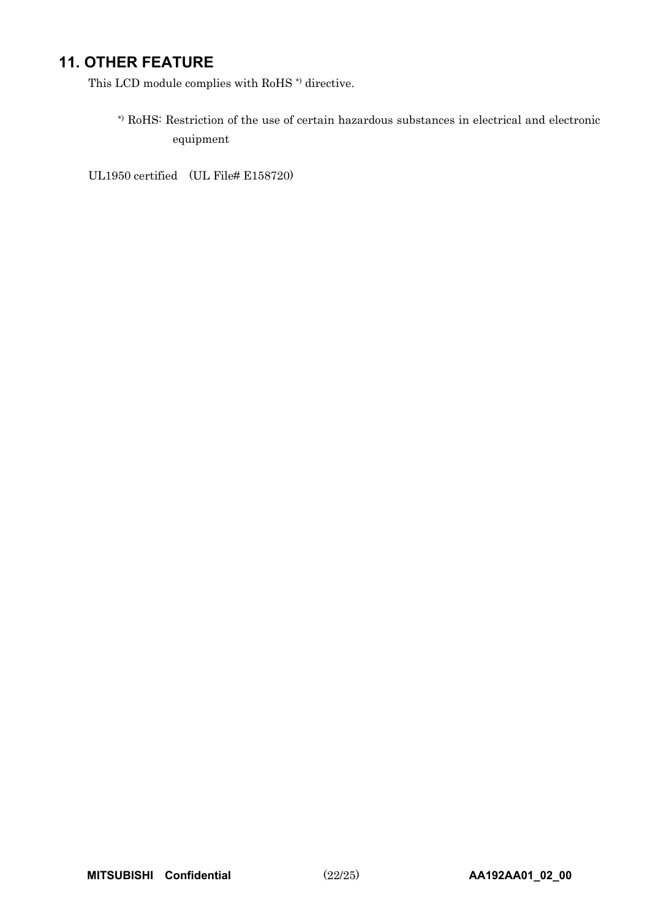## 11. OTHER FEATURE

This LCD module complies with RoHS *) directive.

*) RoHS: Restriction of the use of certain hazardous substances in electrical and electronic equipment

UL1950 certified (UL File# E158720)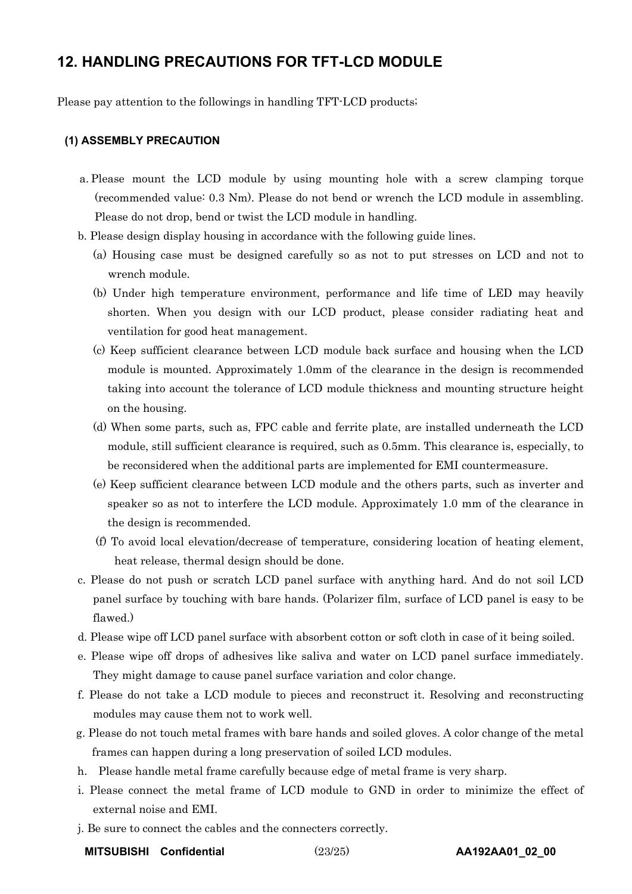## 12. HANDLING PRECAUTIONS FOR TFT-LCD MODULE

Please pay attention to the followings in handling TFT-LCD products;

### (1) ASSEMBLY PRECAUTION

a. Please mount the LCD module by using mounting hole with a screw clamping torque (recommended value: 0.3 Nm). Please do not bend or wrench the LCD module in assembling. Please do not drop, bend or twist the LCD module in handling.

b. Please design display housing in accordance with the following guide lines.

(a) Housing case must be designed carefully so as not to put stresses on LCD and not to wrench module.

(b) Under high temperature environment, performance and life time of LED may heavily shorten. When you design with our LCD product, please consider radiating heat and ventilation for good heat management.

(c) Keep sufficient clearance between LCD module back surface and housing when the LCD module is mounted. Approximately 1.0mm of the clearance in the design is recommended taking into account the tolerance of LCD module thickness and mounting structure height on the housing.

(d) When some parts, such as, FPC cable and ferrite plate, are installed underneath the LCD module, still sufficient clearance is required, such as 0.5mm. This clearance is, especially, to be reconsidered when the additional parts are implemented for EMI countermeasure.

(e) Keep sufficient clearance between LCD module and the others parts, such as inverter and speaker so as not to interfere the LCD module. Approximately 1.0 mm of the clearance in the design is recommended.

(f) To avoid local elevation/decrease of temperature, considering location of heating element, heat release, thermal design should be done.

c. Please do not push or scratch LCD panel surface with anything hard. And do not soil LCD panel surface by touching with bare hands. (Polarizer film, surface of LCD panel is easy to be flawed.)

d. Please wipe off LCD panel surface with absorbent cotton or soft cloth in case of it being soiled.

e. Please wipe off drops of adhesives like saliva and water on LCD panel surface immediately. They might damage to cause panel surface variation and color change.

f. Please do not take a LCD module to pieces and reconstruct it. Resolving and reconstructing modules may cause them not to work well.

g. Please do not touch metal frames with bare hands and soiled gloves. A color change of the metal frames can happen during a long preservation of soiled LCD modules.

h. Please handle metal frame carefully because edge of metal frame is very sharp.

i. Please connect the metal frame of LCD module to GND in order to minimize the effect of external noise and EMI.

j. Be sure to connect the cables and the connecters correctly.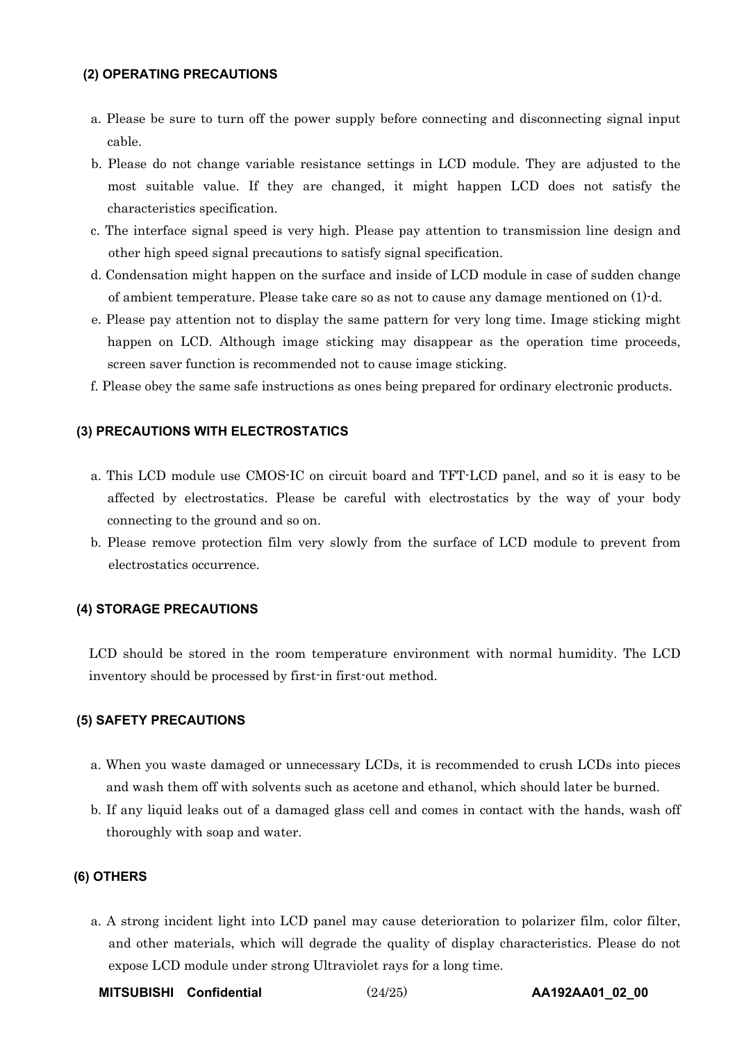### (2) OPERATING PRECAUTIONS

a. Please be sure to turn off the power supply before connecting and disconnecting signal input cable.

b. Please do not change variable resistance settings in LCD module. They are adjusted to the most suitable value. If they are changed, it might happen LCD does not satisfy the characteristics specification.

c. The interface signal speed is very high. Please pay attention to transmission line design and other high speed signal precautions to satisfy signal specification.

d. Condensation might happen on the surface and inside of LCD module in case of sudden change of ambient temperature. Please take care so as not to cause any damage mentioned on (1)-d.

e. Please pay attention not to display the same pattern for very long time. Image sticking might happen on LCD. Although image sticking may disappear as the operation time proceeds, screen saver function is recommended not to cause image sticking.

f. Please obey the same safe instructions as ones being prepared for ordinary electronic products.

### (3) PRECAUTIONS WITH ELECTROSTATICS

a. This LCD module use CMOS-IC on circuit board and TFT-LCD panel, and so it is easy to be affected by electrostatics. Please be careful with electrostatics by the way of your body connecting to the ground and so on.

b. Please remove protection film very slowly from the surface of LCD module to prevent from electrostatics occurrence.

### (4) STORAGE PRECAUTIONS

LCD should be stored in the room temperature environment with normal humidity. The LCD inventory should be processed by first-in first-out method.

### (5) SAFETY PRECAUTIONS

a. When you waste damaged or unnecessary LCDs, it is recommended to crush LCDs into pieces and wash them off with solvents such as acetone and ethanol, which should later be burned.

b. If any liquid leaks out of a damaged glass cell and comes in contact with the hands, wash off thoroughly with soap and water.

### (6) OTHERS

a. A strong incident light into LCD panel may cause deterioration to polarizer film, color filter, and other materials, which will degrade the quality of display characteristics. Please do not expose LCD module under strong Ultraviolet rays for a long time.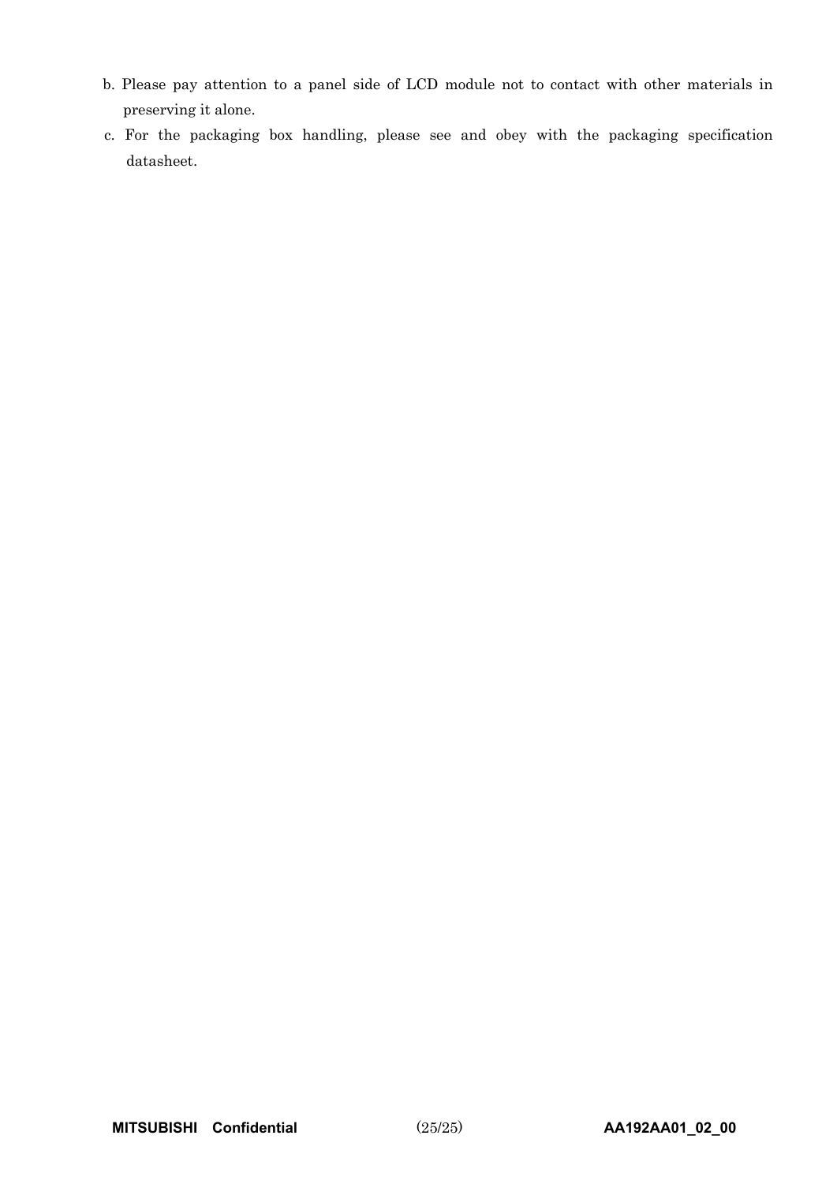b. Please pay attention to a panel side of LCD module not to contact with other materials in preserving it alone.

c. For the packaging box handling, please see and obey with the packaging specification datasheet.